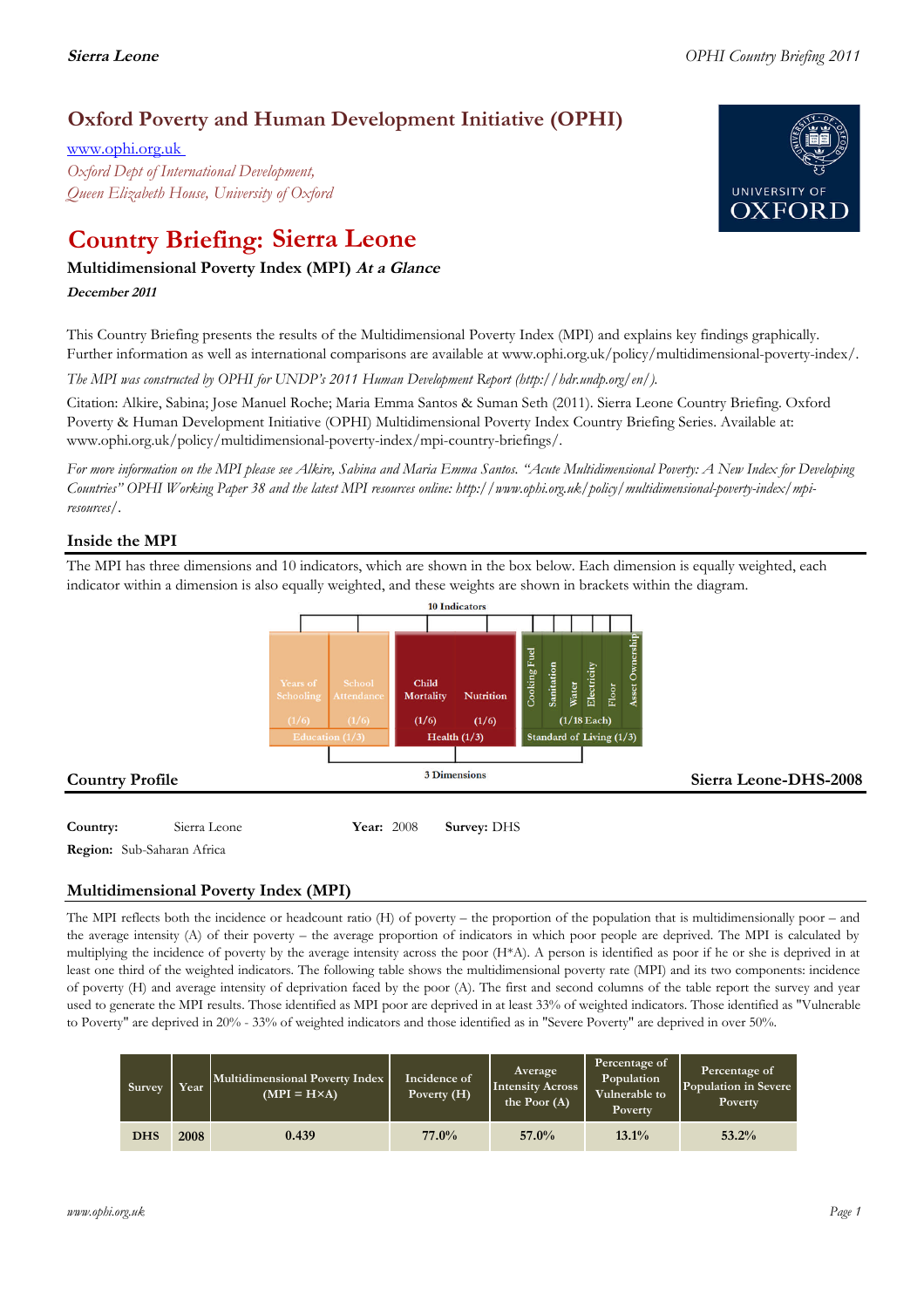# Oxford Poverty and Human Development Initiative (OPHI)

www.ophi.org.uk

*Oxford Dept of International Development,*
*Queen Elizabeth House, University of Oxford*

# Country Briefing: Sierra Leone

### Multidimensional Poverty Index (MPI) *At a Glance*

***December 2011***

This Country Briefing presents the results of the Multidimensional Poverty Index (MPI) and explains key findings graphically. Further information as well as international comparisons are available at www.ophi.org.uk/policy/multidimensional-poverty-index/.

*The MPI was constructed by OPHI for UNDP's 2011 Human Development Report (http://hdr.undp.org/en/).*

Citation: Alkire, Sabina; Jose Manuel Roche; Maria Emma Santos & Suman Seth (2011). Sierra Leone Country Briefing. Oxford Poverty & Human Development Initiative (OPHI) Multidimensional Poverty Index Country Briefing Series. Available at: www.ophi.org.uk/policy/multidimensional-poverty-index/mpi-country-briefings/.

*For more information on the MPI please see Alkire, Sabina and Maria Emma Santos. "Acute Multidimensional Poverty: A New Index for Developing Countries" OPHI Working Paper 38 and the latest MPI resources online: http://www.ophi.org.uk/policy/multidimensional-poverty-index/mpi-resources/.*

## Inside the MPI

The MPI has three dimensions and 10 indicators, which are shown in the box below. Each dimension is equally weighted, each indicator within a dimension is also equally weighted, and these weights are shown in brackets within the diagram.

10 Indicators

| Education (1/3) | | Health (1/3) | | Standard of Living (1/3) | | | | | |
|---|---|---|---|---|---|---|---|---|---|
| Years of Schooling (1/6) | School Attendance (1/6) | Child Mortality (1/6) | Nutrition (1/6) | Cooking Fuel | Sanitation | Water | Electricity | Floor | Asset Ownership |
| | | | | (1/18 Each) | | | | | |

3 Dimensions

## Country Profile

**Sierra Leone-DHS-2008**

**Country:** Sierra Leone **Year:** 2008 **Survey:** DHS

**Region:** Sub-Saharan Africa

## Multidimensional Poverty Index (MPI)

The MPI reflects both the incidence or headcount ratio (H) of poverty – the proportion of the population that is multidimensionally poor – and the average intensity (A) of their poverty – the average proportion of indicators in which poor people are deprived. The MPI is calculated by multiplying the incidence of poverty by the average intensity across the poor (H\*A). A person is identified as poor if he or she is deprived in at least one third of the weighted indicators. The following table shows the multidimensional poverty rate (MPI) and its two components: incidence of poverty (H) and average intensity of deprivation faced by the poor (A). The first and second columns of the table report the survey and year used to generate the MPI results. Those identified as MPI poor are deprived in at least 33% of weighted indicators. Those identified as "Vulnerable to Poverty" are deprived in 20% - 33% of weighted indicators and those identified as in "Severe Poverty" are deprived in over 50%.

| Survey | Year | Multidimensional Poverty Index (MPI = H×A) | Incidence of Poverty (H) | Average Intensity Across the Poor (A) | Percentage of Population Vulnerable to Poverty | Percentage of Population in Severe Poverty |
|---|---|---|---|---|---|---|
| DHS | 2008 | 0.439 | 77.0% | 57.0% | 13.1% | 53.2% |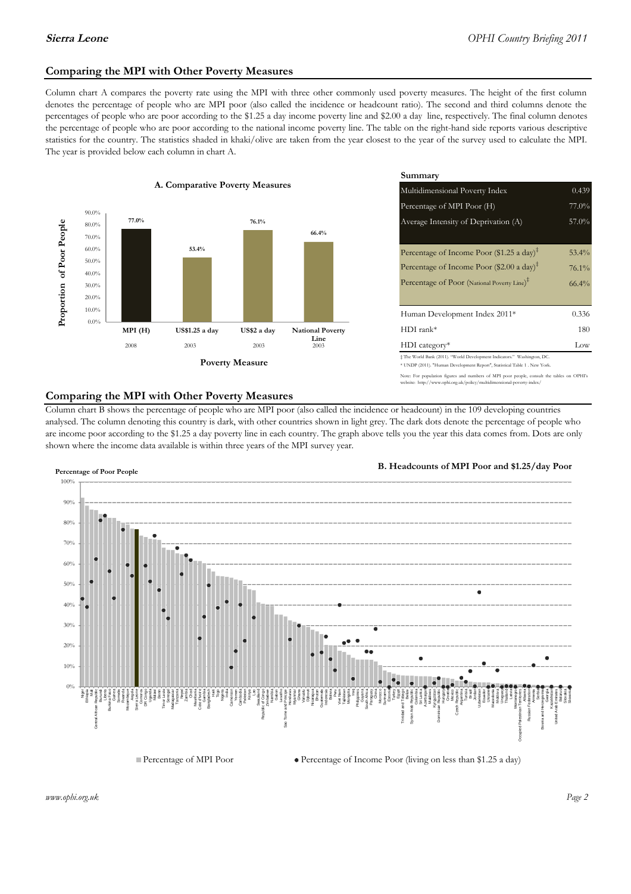## Comparing the MPI with Other Poverty Measures

Column chart A compares the poverty rate using the MPI with three other commonly used poverty measures. The height of the first column denotes the percentage of people who are MPI poor (also called the incidence or headcount ratio). The second and third columns denote the percentages of people who are poor according to the $1.25 a day income poverty line and $2.00 a day line, respectively. The final column denotes the percentage of people who are poor according to the national income poverty line. The table on the right-hand side reports various descriptive statistics for the country. The statistics shaded in khaki/olive are taken from the year closest to the year of the survey used to calculate the MPI. The year is provided below each column in chart A.

**A. Comparative Poverty Measures**

| Poverty Measure | Proportion of Poor People | Year |
|---|---|---|
| MPI (H) | 77.0% | 2008 |
| US$1.25 a day | 53.4% | 2003 |
| US$2 a day | 76.1% | 2003 |
| National Poverty Line | 66.4% | 2003 |

**Summary**

| | |
|---|---|
| Multidimensional Poverty Index | 0.439 |
| Percentage of MPI Poor (H) | 77.0% |
| Average Intensity of Deprivation (A) | 57.0% |
| Percentage of Income Poor ($1.25 a day)[‡] | 53.4% |
| Percentage of Income Poor ($2.00 a day)[‡] | 76.1% |
| Percentage of Poor (National Poverty Line)[‡] | 66.4% |
| Human Development Index 2011* | 0.336 |
| HDI rank* | 180 |
| HDI category* | Low |

‡ The World Bank (2011). "World Development Indicators." Washington, DC.
* UNDP (2011). "Human Development Report", Statistical Table 1 . New York.

Note: For population figures and numbers of MPI poor people, consult the tables on OPHI's website: http://www.ophi.org.uk/policy/multidimensional-poverty-index/

## Comparing the MPI with Other Poverty Measures

Column chart B shows the percentage of people who are MPI poor (also called the incidence or headcount) in the 109 developing countries analysed. The column denoting this country is dark, with other countries shown in light grey. The dark dots denote the percentage of people who are income poor according to the $1.25 a day poverty line in each country. The graph above tells you the year this data comes from. Dots are only shown where the income data available is within three years of the MPI survey year.

**B. Headcounts of MPI Poor and $1.25/day Poor**

Percentage of Poor People

■ Percentage of MPI Poor ● Percentage of Income Poor (living on less than $1.25 a day)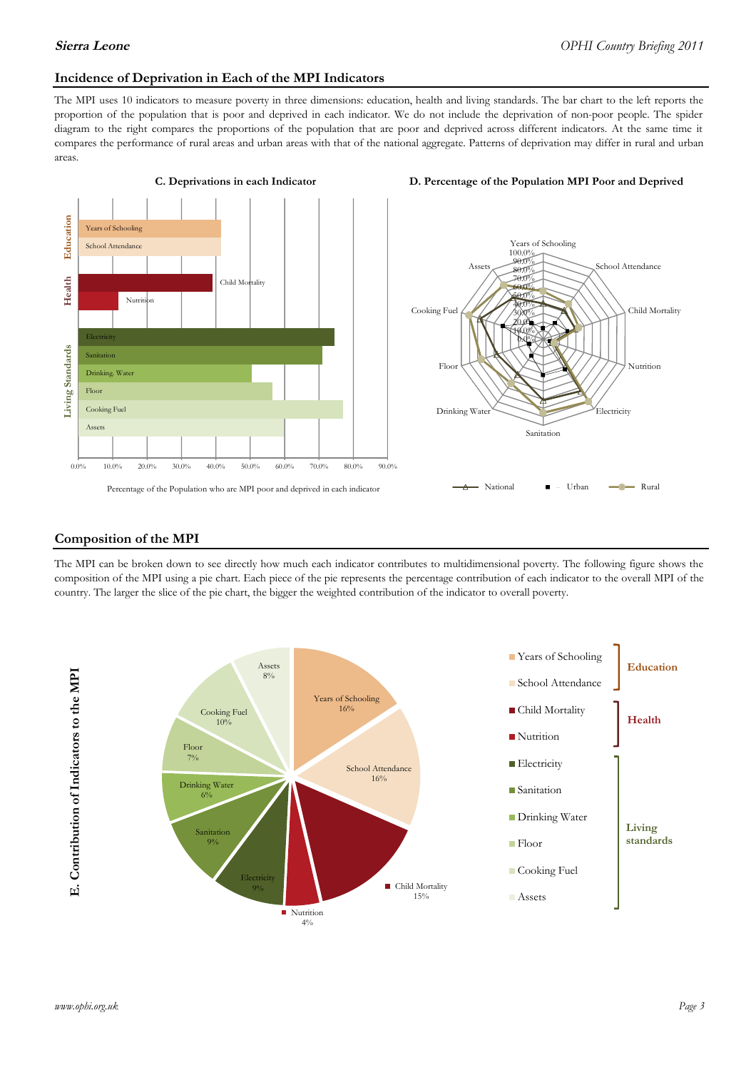## Incidence of Deprivation in Each of the MPI Indicators

The MPI uses 10 indicators to measure poverty in three dimensions: education, health and living standards. The bar chart to the left reports the proportion of the population that is poor and deprived in each indicator. We do not include the deprivation of non-poor people. The spider diagram to the right compares the proportions of the population that are poor and deprived across different indicators. At the same time it compares the performance of rural areas and urban areas with that of the national aggregate. Patterns of deprivation may differ in rural and urban areas.

**C. Deprivations in each Indicator**

Percentage of the Population who are MPI poor and deprived in each indicator

**D. Percentage of the Population MPI Poor and Deprived**

## Composition of the MPI

The MPI can be broken down to see directly how much each indicator contributes to multidimensional poverty. The following figure shows the composition of the MPI using a pie chart. Each piece of the pie represents the percentage contribution of each indicator to the overall MPI of the country. The larger the slice of the pie chart, the bigger the weighted contribution of the indicator to overall poverty.

**E. Contribution of Indicators to the MPI**

| Dimension | Indicator | Contribution |
|---|---|---|
| Education | Years of Schooling | 16% |
| | School Attendance | 16% |
| Health | Child Mortality | 15% |
| | Nutrition | 4% |
| Living standards | Electricity | 9% |
| | Sanitation | 9% |
| | Drinking Water | 6% |
| | Floor | 7% |
| | Cooking Fuel | 10% |
| | Assets | 8% |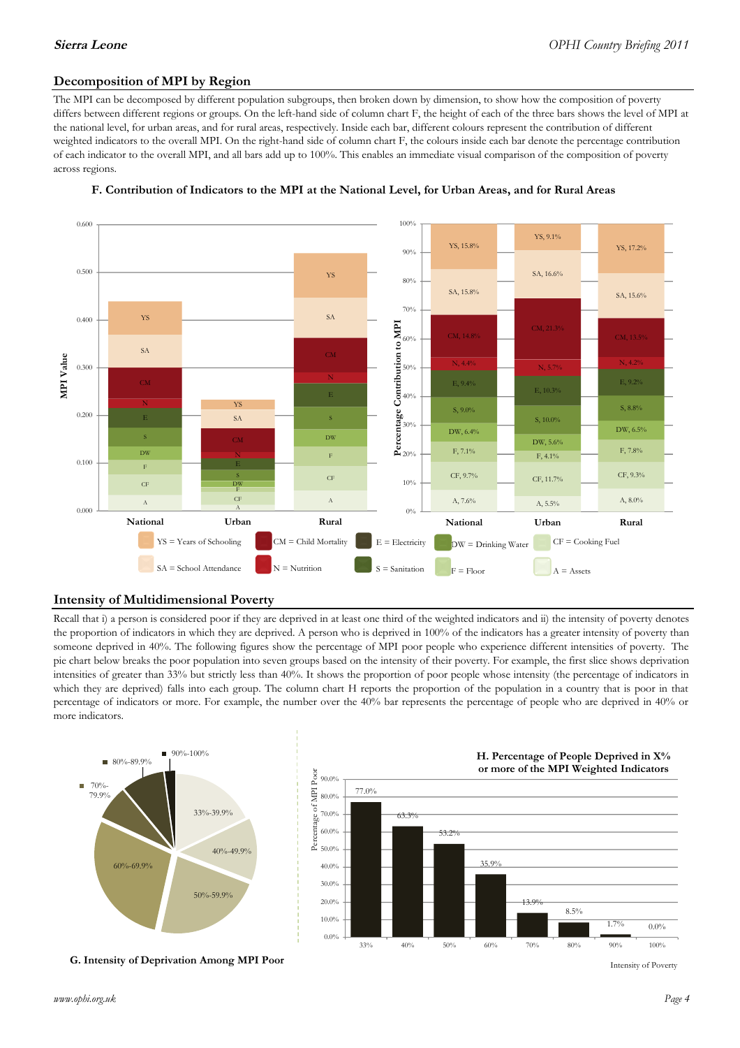## Decomposition of MPI by Region

The MPI can be decomposed by different population subgroups, then broken down by dimension, to show how the composition of poverty differs between different regions or groups. On the left-hand side of column chart F, the height of each of the three bars shows the level of MPI at the national level, for urban areas, and for rural areas, respectively. Inside each bar, different colours represent the contribution of different weighted indicators to the overall MPI. On the right-hand side of column chart F, the colours inside each bar denote the percentage contribution of each indicator to the overall MPI, and all bars add up to 100%. This enables an immediate visual comparison of the composition of poverty across regions.

**F. Contribution of Indicators to the MPI at the National Level, for Urban Areas, and for Rural Areas**

| Indicator | National | Urban | Rural |
|---|---|---|---|
| YS | 15.8% | 9.1% | 17.2% |
| SA | 15.8% | 16.6% | 15.6% |
| CM | 14.8% | 21.3% | 13.5% |
| N | 4.4% | 5.7% | 4.2% |
| E | 9.4% | 10.3% | 9.2% |
| S | 9.0% | 10.0% | 8.8% |
| DW | 6.4% | 5.6% | 6.5% |
| F | 7.1% | 4.1% | 7.8% |
| CF | 9.7% | 11.7% | 9.3% |
| A | 7.6% | 5.5% | 8.0% |

YS = Years of Schooling; SA = School Attendance; CM = Child Mortality; N = Nutrition; E = Electricity; S = Sanitation; DW = Drinking Water; F = Floor; CF = Cooking Fuel; A = Assets

## Intensity of Multidimensional Poverty

Recall that i) a person is considered poor if they are deprived in at least one third of the weighted indicators and ii) the intensity of poverty denotes the proportion of indicators in which they are deprived. A person who is deprived in 100% of the indicators has a greater intensity of poverty than someone deprived in 40%. The following figures show the percentage of MPI poor people who experience different intensities of poverty. The pie chart below breaks the poor population into seven groups based on the intensity of their poverty. For example, the first slice shows deprivation intensities of greater than 33% but strictly less than 40%. It shows the proportion of poor people whose intensity (the percentage of indicators in which they are deprived) falls into each group. The column chart H reports the proportion of the population in a country that is poor in that percentage of indicators or more. For example, the number over the 40% bar represents the percentage of people who are deprived in 40% or more indicators.

**G. Intensity of Deprivation Among MPI Poor**

**H. Percentage of People Deprived in X% or More of the MPI Weighted Indicators**

| Intensity of Poverty | Percentage of MPI Poor |
|---|---|
| 33% | 77.0% |
| 40% | 63.3% |
| 50% | 53.2% |
| 60% | 35.9% |
| 70% | 13.9% |
| 80% | 8.5% |
| 90% | 1.7% |
| 100% | 0.0% |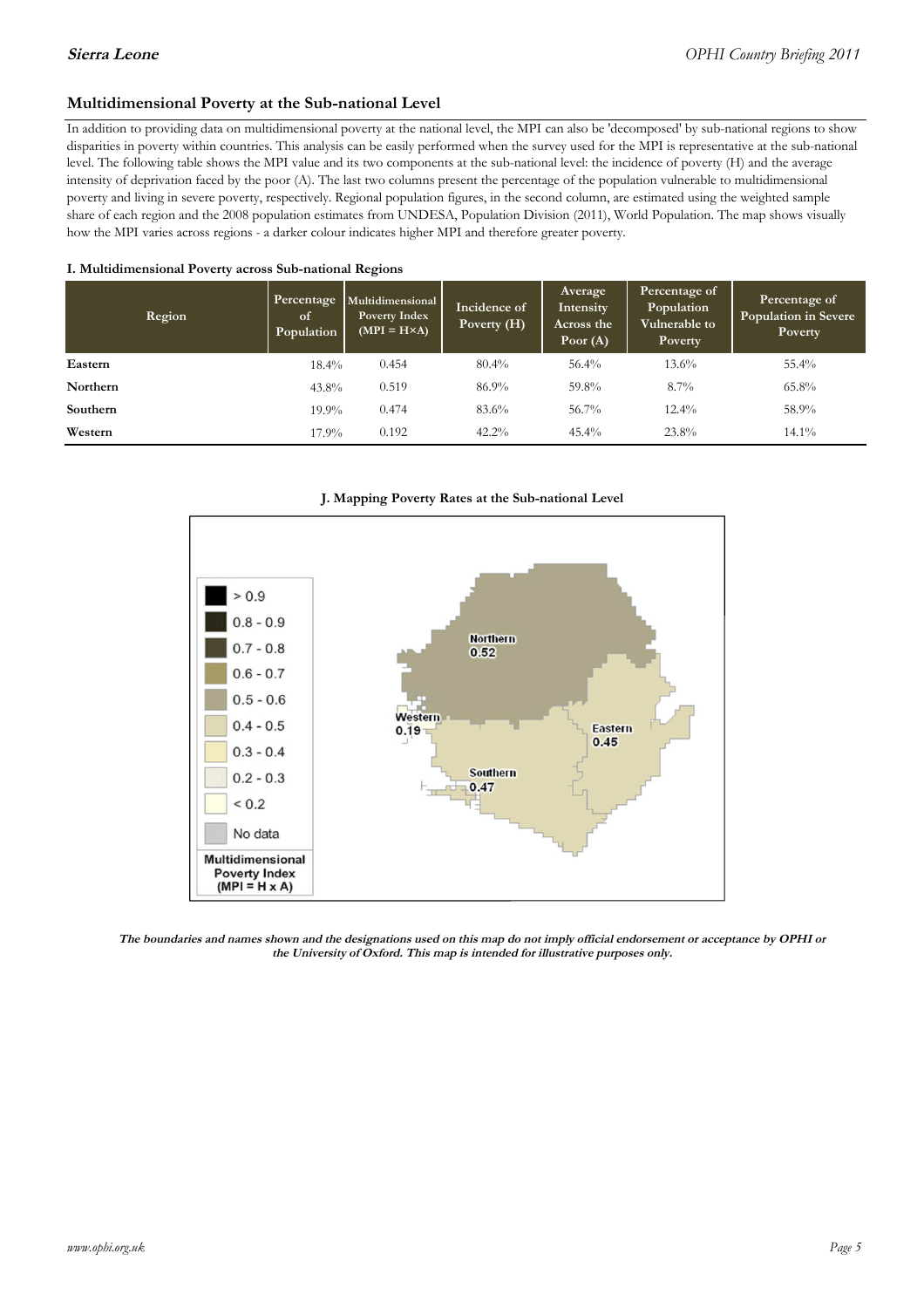## Multidimensional Poverty at the Sub-national Level

In addition to providing data on multidimensional poverty at the national level, the MPI can also be 'decomposed' by sub-national regions to show disparities in poverty within countries. This analysis can be easily performed when the survey used for the MPI is representative at the sub-national level. The following table shows the MPI value and its two components at the sub-national level: the incidence of poverty (H) and the average intensity of deprivation faced by the poor (A). The last two columns present the percentage of the population vulnerable to multidimensional poverty and living in severe poverty, respectively. Regional population figures, in the second column, are estimated using the weighted sample share of each region and the 2008 population estimates from UNDESA, Population Division (2011), World Population. The map shows visually how the MPI varies across regions - a darker colour indicates higher MPI and therefore greater poverty.

### I. Multidimensional Poverty across Sub-national Regions

| Region | Percentage of Population | Multidimensional Poverty Index (MPI = H×A) | Incidence of Poverty (H) | Average Intensity Across the Poor (A) | Percentage of Population Vulnerable to Poverty | Percentage of Population in Severe Poverty |
|---|---|---|---|---|---|---|
| Eastern | 18.4% | 0.454 | 80.4% | 56.4% | 13.6% | 55.4% |
| Northern | 43.8% | 0.519 | 86.9% | 59.8% | 8.7% | 65.8% |
| Southern | 19.9% | 0.474 | 83.6% | 56.7% | 12.4% | 58.9% |
| Western | 17.9% | 0.192 | 42.2% | 45.4% | 23.8% | 14.1% |

### J. Mapping Poverty Rates at the Sub-national Level

> 0.9
0.8 - 0.9
0.7 - 0.8
0.6 - 0.7
0.5 - 0.6
0.4 - 0.5
0.3 - 0.4
0.2 - 0.3
< 0.2
No data
Multidimensional Poverty Index (MPI = H x A)

Northern 0.52
Western 0.19
Eastern 0.45
Southern 0.47

***The boundaries and names shown and the designations used on this map do not imply official endorsement or acceptance by OPHI or the University of Oxford. This map is intended for illustrative purposes only.***